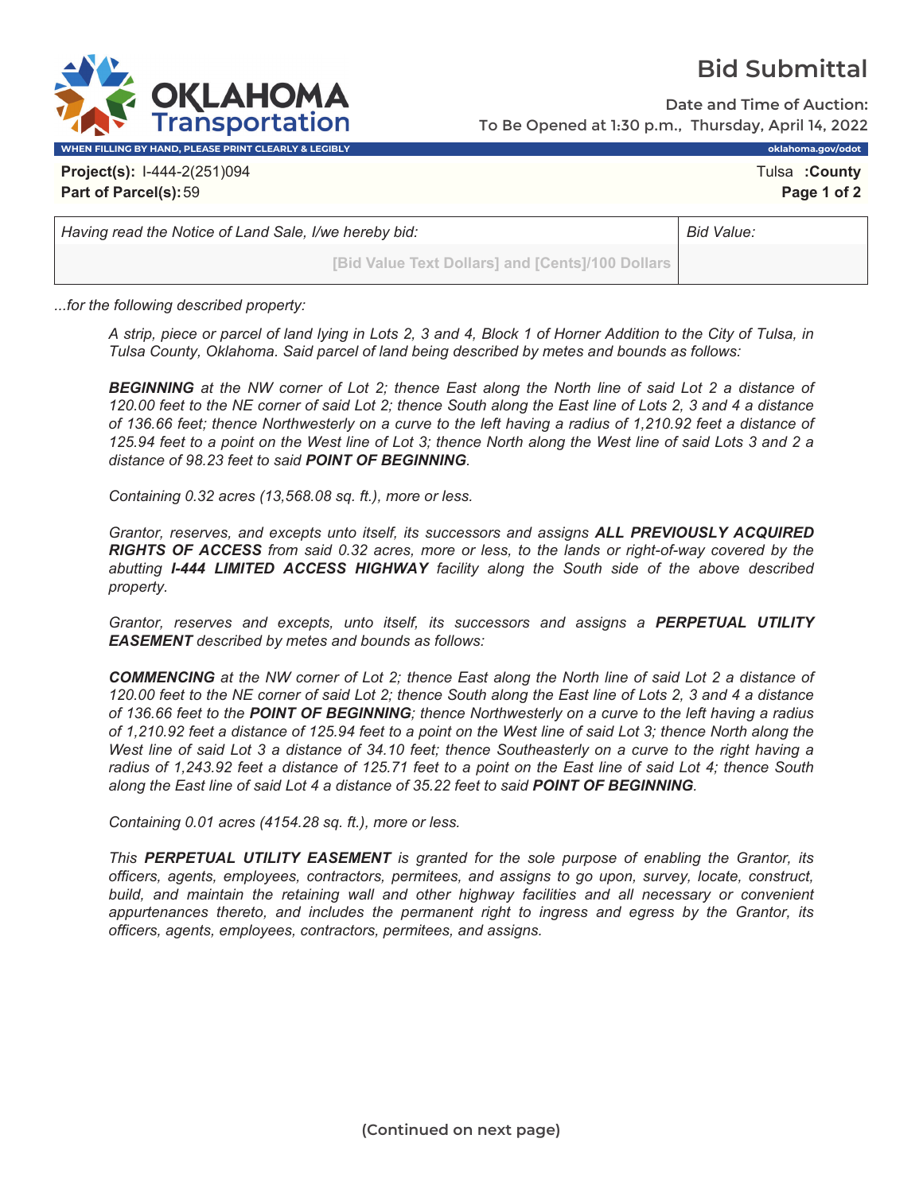# Bid Submittal

**Date and Time of Auction:**
**To Be Opened at 1:30 p.m., Thursday, April 14, 2022**

WHEN FILLING BY HAND, PLEASE PRINT CLEARLY & LEGIBLY — oklahoma.gov/odot

**Project(s):** I-444-2(251)094
**Part of Parcel(s):** 59

Tulsa **:County**

| *Having read the Notice of Land Sale, I/we hereby bid:* | *Bid Value:* |
| --- | --- |
| [Bid Value Text Dollars] and [Cents]/100 Dollars | |

*...for the following described property:*

*A strip, piece or parcel of land lying in Lots 2, 3 and 4, Block 1 of Horner Addition to the City of Tulsa, in Tulsa County, Oklahoma. Said parcel of land being described by metes and bounds as follows:*

***BEGINNING** at the NW corner of Lot 2; thence East along the North line of said Lot 2 a distance of 120.00 feet to the NE corner of said Lot 2; thence South along the East line of Lots 2, 3 and 4 a distance of 136.66 feet; thence Northwesterly on a curve to the left having a radius of 1,210.92 feet a distance of 125.94 feet to a point on the West line of Lot 3; thence North along the West line of said Lots 3 and 2 a distance of 98.23 feet to said **POINT OF BEGINNING**.*

*Containing 0.32 acres (13,568.08 sq. ft.), more or less.*

*Grantor, reserves, and excepts unto itself, its successors and assigns **ALL PREVIOUSLY ACQUIRED RIGHTS OF ACCESS** from said 0.32 acres, more or less, to the lands or right-of-way covered by the abutting **I-444 LIMITED ACCESS HIGHWAY** facility along the South side of the above described property.*

*Grantor, reserves and excepts, unto itself, its successors and assigns a **PERPETUAL UTILITY EASEMENT** described by metes and bounds as follows:*

***COMMENCING** at the NW corner of Lot 2; thence East along the North line of said Lot 2 a distance of 120.00 feet to the NE corner of said Lot 2; thence South along the East line of Lots 2, 3 and 4 a distance of 136.66 feet to the **POINT OF BEGINNING**; thence Northwesterly on a curve to the left having a radius of 1,210.92 feet a distance of 125.94 feet to a point on the West line of said Lot 3; thence North along the West line of said Lot 3 a distance of 34.10 feet; thence Southeasterly on a curve to the right having a radius of 1,243.92 feet a distance of 125.71 feet to a point on the East line of said Lot 4; thence South along the East line of said Lot 4 a distance of 35.22 feet to said **POINT OF BEGINNING**.*

*Containing 0.01 acres (4154.28 sq. ft.), more or less.*

*This **PERPETUAL UTILITY EASEMENT** is granted for the sole purpose of enabling the Grantor, its officers, agents, employees, contractors, permitees, and assigns to go upon, survey, locate, construct, build, and maintain the retaining wall and other highway facilities and all necessary or convenient appurtenances thereto, and includes the permanent right to ingress and egress by the Grantor, its officers, agents, employees, contractors, permitees, and assigns.*

**(Continued on next page)**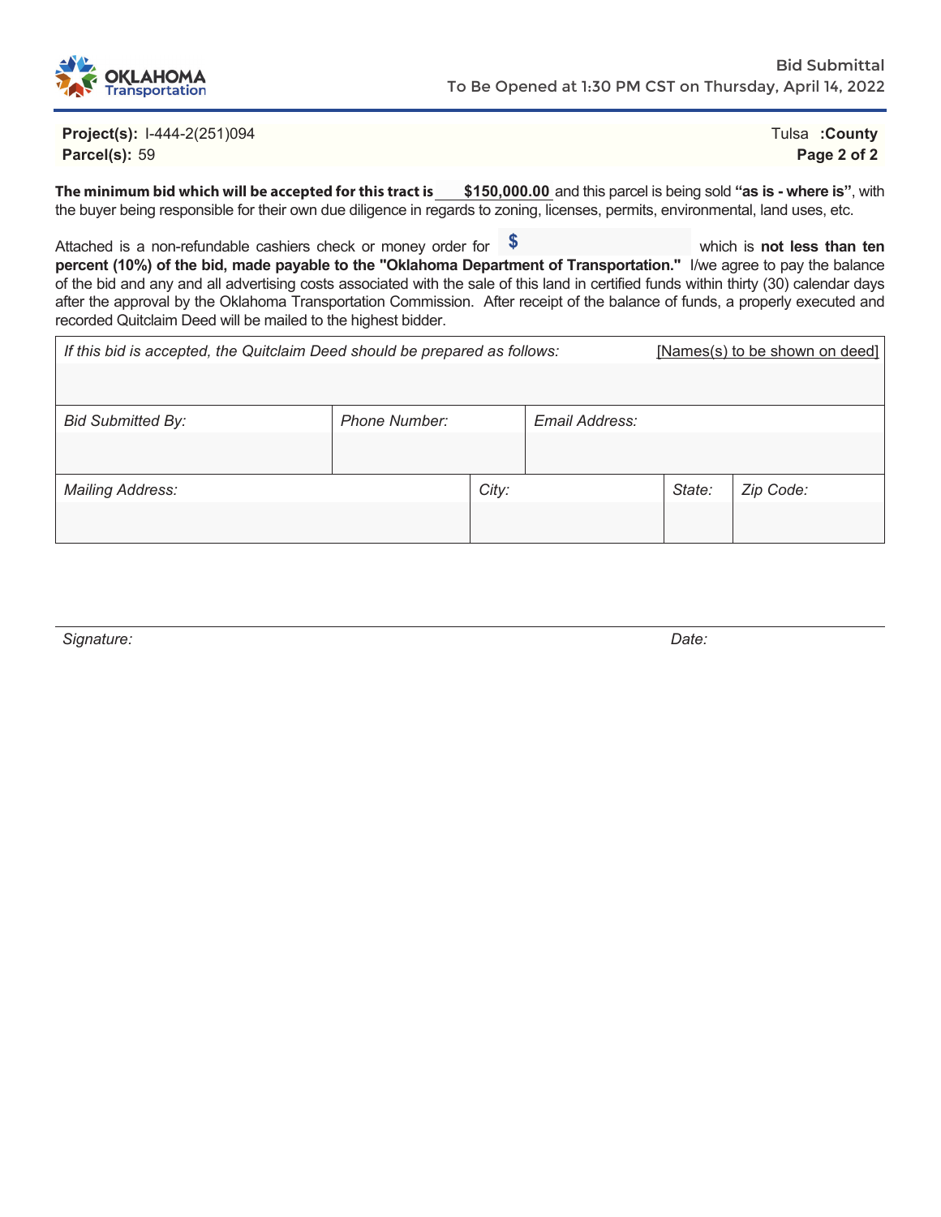Bid Submittal
To Be Opened at 1:30 PM CST on Thursday, April 14, 2022

**Project(s):** I-444-2(251)094 — Tulsa **:County**
**Parcel(s):** 59

**The minimum bid which will be accepted for this tract is** **$150,000.00** and this parcel is being sold **"as is - where is"**, with the buyer being responsible for their own due diligence in regards to zoning, licenses, permits, environmental, land uses, etc.

Attached is a non-refundable cashiers check or money order for **$** \_\_\_\_\_\_\_\_\_\_ which is **not less than ten percent (10%) of the bid, made payable to the "Oklahoma Department of Transportation."** I/we agree to pay the balance of the bid and any and all advertising costs associated with the sale of this land in certified funds within thirty (30) calendar days after the approval by the Oklahoma Transportation Commission. After receipt of the balance of funds, a properly executed and recorded Quitclaim Deed will be mailed to the highest bidder.

| *If this bid is accepted, the Quitclaim Deed should be prepared as follows:* [Names(s) to be shown on deed] | | | |
| --- | --- | --- | --- |
| | | | |
| *Bid Submitted By:* | *Phone Number:* | *Email Address:* | |
| | | | |
| *Mailing Address:* | *City:* | *State:* | *Zip Code:* |
| | | | |

*Signature:* *Date:*